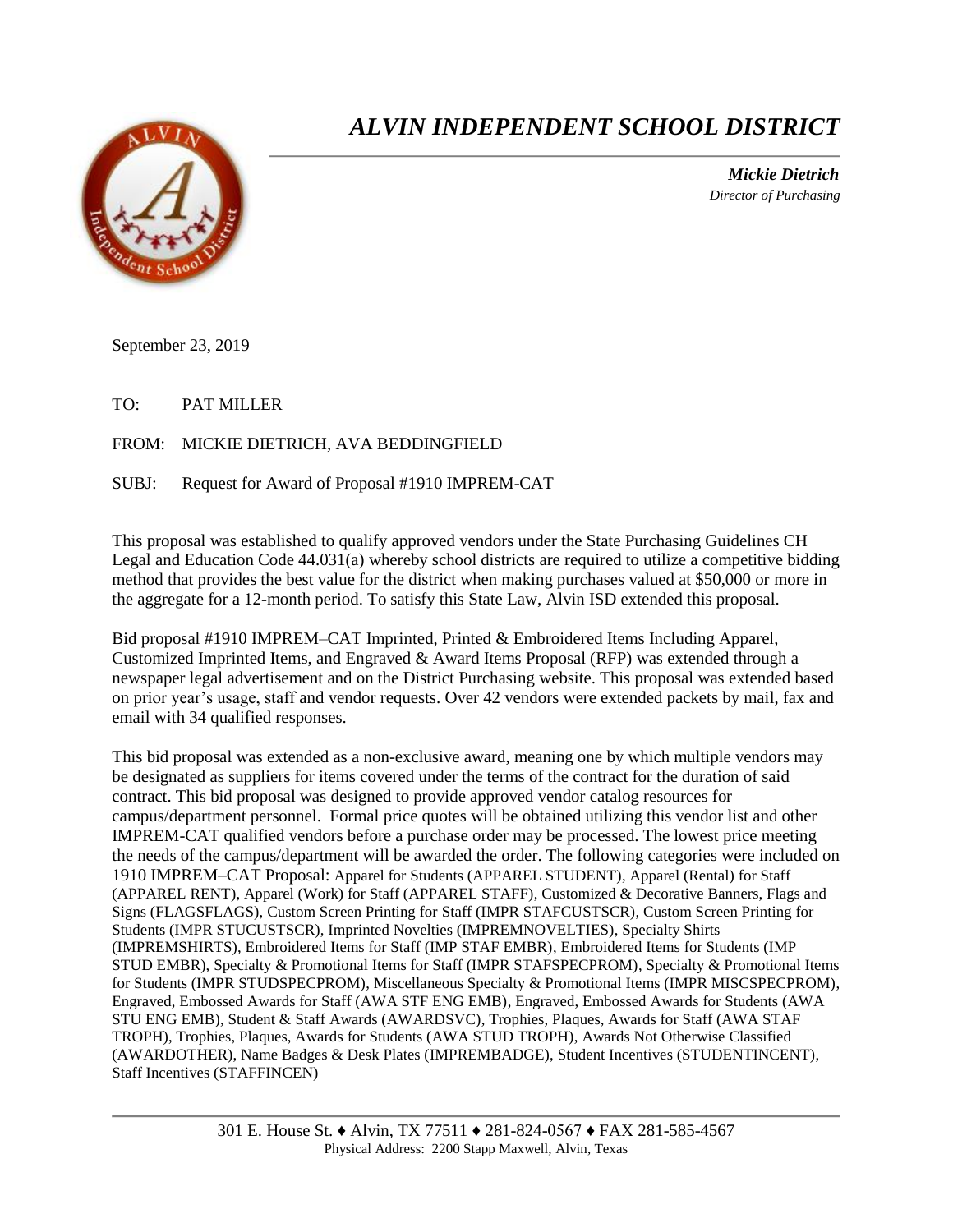# *ALVIN INDEPENDENT SCHOOL DISTRICT*

***Mickie Dietrich***
*Director of Purchasing*

September 23, 2019

TO: PAT MILLER

FROM: MICKIE DIETRICH, AVA BEDDINGFIELD

SUBJ: Request for Award of Proposal #1910 IMPREM-CAT

This proposal was established to qualify approved vendors under the State Purchasing Guidelines CH Legal and Education Code 44.031(a) whereby school districts are required to utilize a competitive bidding method that provides the best value for the district when making purchases valued at $50,000 or more in the aggregate for a 12-month period. To satisfy this State Law, Alvin ISD extended this proposal.

Bid proposal #1910 IMPREM–CAT Imprinted, Printed & Embroidered Items Including Apparel, Customized Imprinted Items, and Engraved & Award Items Proposal (RFP) was extended through a newspaper legal advertisement and on the District Purchasing website. This proposal was extended based on prior year's usage, staff and vendor requests. Over 42 vendors were extended packets by mail, fax and email with 34 qualified responses.

This bid proposal was extended as a non-exclusive award, meaning one by which multiple vendors may be designated as suppliers for items covered under the terms of the contract for the duration of said contract. This bid proposal was designed to provide approved vendor catalog resources for campus/department personnel. Formal price quotes will be obtained utilizing this vendor list and other IMPREM-CAT qualified vendors before a purchase order may be processed. The lowest price meeting the needs of the campus/department will be awarded the order. The following categories were included on 1910 IMPREM–CAT Proposal: Apparel for Students (APPAREL STUDENT), Apparel (Rental) for Staff (APPAREL RENT), Apparel (Work) for Staff (APPAREL STAFF), Customized & Decorative Banners, Flags and Signs (FLAGSFLAGS), Custom Screen Printing for Staff (IMPR STAFCUSTSCR), Custom Screen Printing for Students (IMPR STUCUSTSCR), Imprinted Novelties (IMPREMNOVELTIES), Specialty Shirts (IMPREMSHIRTS), Embroidered Items for Staff (IMP STAF EMBR), Embroidered Items for Students (IMP STUD EMBR), Specialty & Promotional Items for Staff (IMPR STAFSPECPROM), Specialty & Promotional Items for Students (IMPR STUDSPECPROM), Miscellaneous Specialty & Promotional Items (IMPR MISCSPECPROM), Engraved, Embossed Awards for Staff (AWA STF ENG EMB), Engraved, Embossed Awards for Students (AWA STU ENG EMB), Student & Staff Awards (AWARDSVC), Trophies, Plaques, Awards for Staff (AWA STAF TROPH), Trophies, Plaques, Awards for Students (AWA STUD TROPH), Awards Not Otherwise Classified (AWARDOTHER), Name Badges & Desk Plates (IMPREMBADGE), Student Incentives (STUDENTINCENT), Staff Incentives (STAFFINCEN)

301 E. House St. ♦ Alvin, TX 77511 ♦ 281-824-0567 ♦ FAX 281-585-4567
Physical Address: 2200 Stapp Maxwell, Alvin, Texas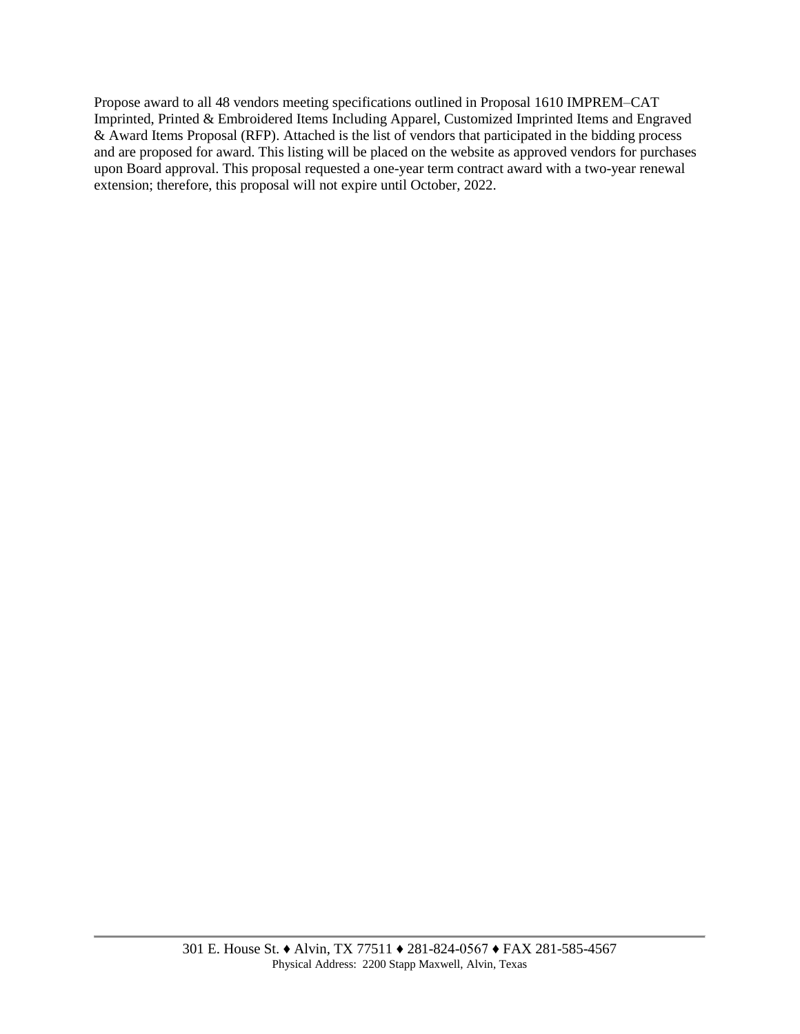Propose award to all 48 vendors meeting specifications outlined in Proposal 1610 IMPREM–CAT Imprinted, Printed & Embroidered Items Including Apparel, Customized Imprinted Items and Engraved & Award Items Proposal (RFP). Attached is the list of vendors that participated in the bidding process and are proposed for award. This listing will be placed on the website as approved vendors for purchases upon Board approval. This proposal requested a one-year term contract award with a two-year renewal extension; therefore, this proposal will not expire until October, 2022.